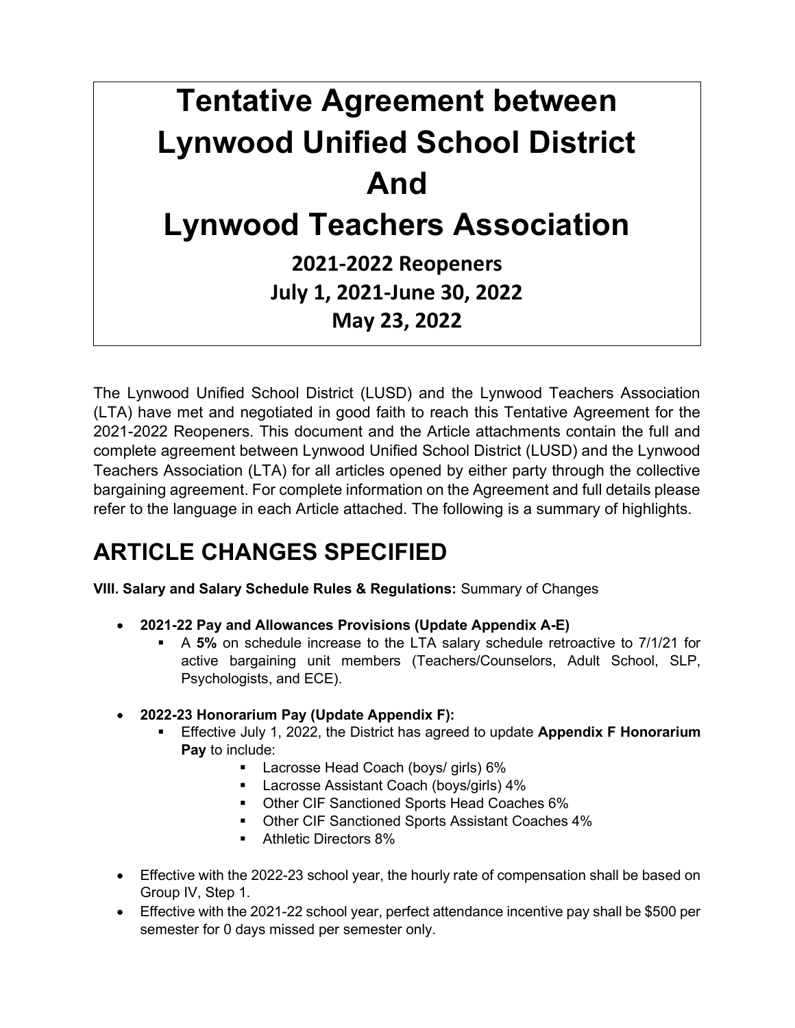# Tentative Agreement between Lynwood Unified School District And Lynwood Teachers Association

**2021-2022 Reopeners**
**July 1, 2021-June 30, 2022**
**May 23, 2022**

The Lynwood Unified School District (LUSD) and the Lynwood Teachers Association (LTA) have met and negotiated in good faith to reach this Tentative Agreement for the 2021-2022 Reopeners. This document and the Article attachments contain the full and complete agreement between Lynwood Unified School District (LUSD) and the Lynwood Teachers Association (LTA) for all articles opened by either party through the collective bargaining agreement. For complete information on the Agreement and full details please refer to the language in each Article attached. The following is a summary of highlights.

## ARTICLE CHANGES SPECIFIED

**VIII. Salary and Salary Schedule Rules & Regulations:** Summary of Changes

- **2021-22 Pay and Allowances Provisions (Update Appendix A-E)**
  - A **5%** on schedule increase to the LTA salary schedule retroactive to 7/1/21 for active bargaining unit members (Teachers/Counselors, Adult School, SLP, Psychologists, and ECE).
- **2022-23 Honorarium Pay (Update Appendix F):**
  - Effective July 1, 2022, the District has agreed to update **Appendix F Honorarium Pay** to include:
    - Lacrosse Head Coach (boys/ girls) 6%
    - Lacrosse Assistant Coach (boys/girls) 4%
    - Other CIF Sanctioned Sports Head Coaches 6%
    - Other CIF Sanctioned Sports Assistant Coaches 4%
    - Athletic Directors 8%
- Effective with the 2022-23 school year, the hourly rate of compensation shall be based on Group IV, Step 1.
- Effective with the 2021-22 school year, perfect attendance incentive pay shall be $500 per semester for 0 days missed per semester only.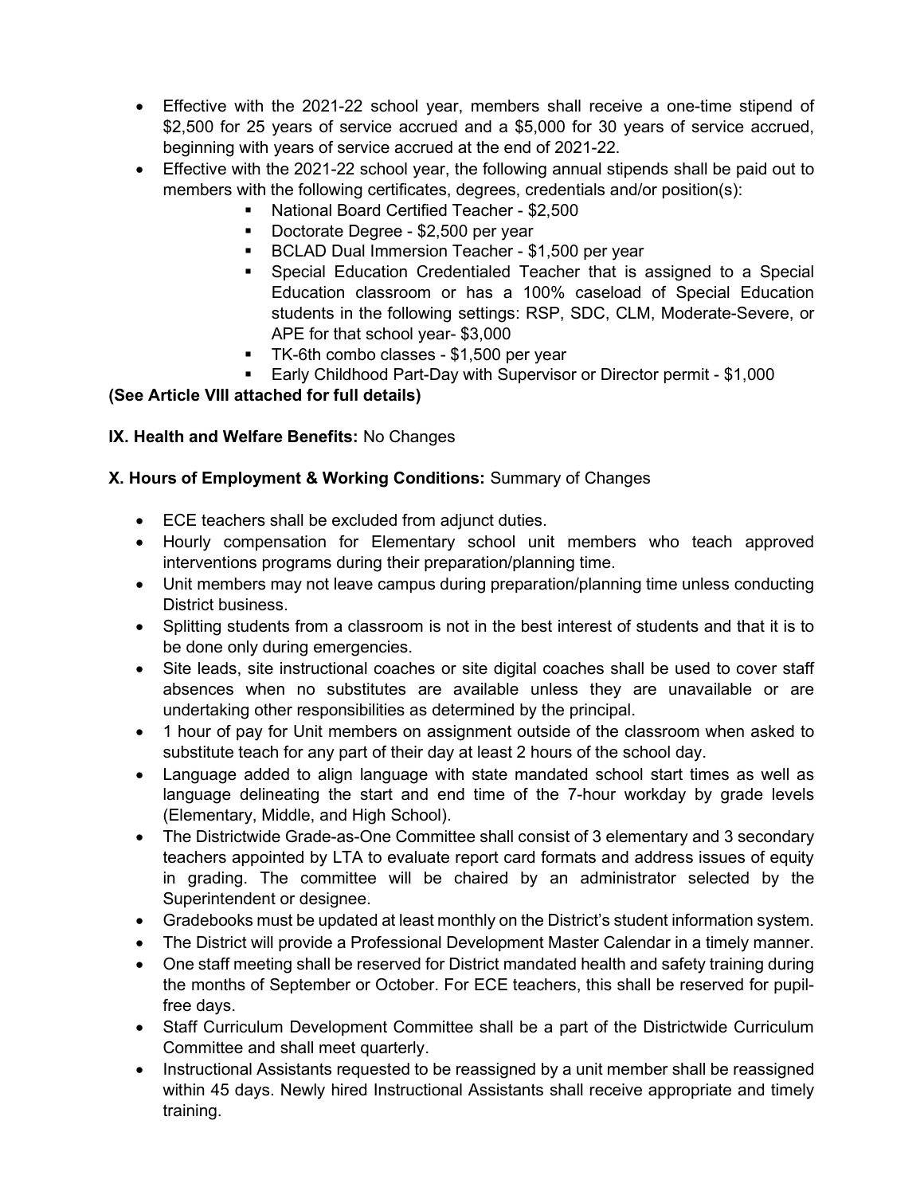- Effective with the 2021-22 school year, members shall receive a one-time stipend of $2,500 for 25 years of service accrued and a $5,000 for 30 years of service accrued, beginning with years of service accrued at the end of 2021-22.
- Effective with the 2021-22 school year, the following annual stipends shall be paid out to members with the following certificates, degrees, credentials and/or position(s):
    - National Board Certified Teacher - $2,500
    - Doctorate Degree - $2,500 per year
    - BCLAD Dual Immersion Teacher - $1,500 per year
    - Special Education Credentialed Teacher that is assigned to a Special Education classroom or has a 100% caseload of Special Education students in the following settings: RSP, SDC, CLM, Moderate-Severe, or APE for that school year- $3,000
    - TK-6th combo classes - $1,500 per year
    - Early Childhood Part-Day with Supervisor or Director permit - $1,000

**(See Article VIII attached for full details)**

**IX. Health and Welfare Benefits:** No Changes

**X. Hours of Employment & Working Conditions:** Summary of Changes

- ECE teachers shall be excluded from adjunct duties.
- Hourly compensation for Elementary school unit members who teach approved interventions programs during their preparation/planning time.
- Unit members may not leave campus during preparation/planning time unless conducting District business.
- Splitting students from a classroom is not in the best interest of students and that it is to be done only during emergencies.
- Site leads, site instructional coaches or site digital coaches shall be used to cover staff absences when no substitutes are available unless they are unavailable or are undertaking other responsibilities as determined by the principal.
- 1 hour of pay for Unit members on assignment outside of the classroom when asked to substitute teach for any part of their day at least 2 hours of the school day.
- Language added to align language with state mandated school start times as well as language delineating the start and end time of the 7-hour workday by grade levels (Elementary, Middle, and High School).
- The Districtwide Grade-as-One Committee shall consist of 3 elementary and 3 secondary teachers appointed by LTA to evaluate report card formats and address issues of equity in grading. The committee will be chaired by an administrator selected by the Superintendent or designee.
- Gradebooks must be updated at least monthly on the District's student information system.
- The District will provide a Professional Development Master Calendar in a timely manner.
- One staff meeting shall be reserved for District mandated health and safety training during the months of September or October. For ECE teachers, this shall be reserved for pupil-free days.
- Staff Curriculum Development Committee shall be a part of the Districtwide Curriculum Committee and shall meet quarterly.
- Instructional Assistants requested to be reassigned by a unit member shall be reassigned within 45 days. Newly hired Instructional Assistants shall receive appropriate and timely training.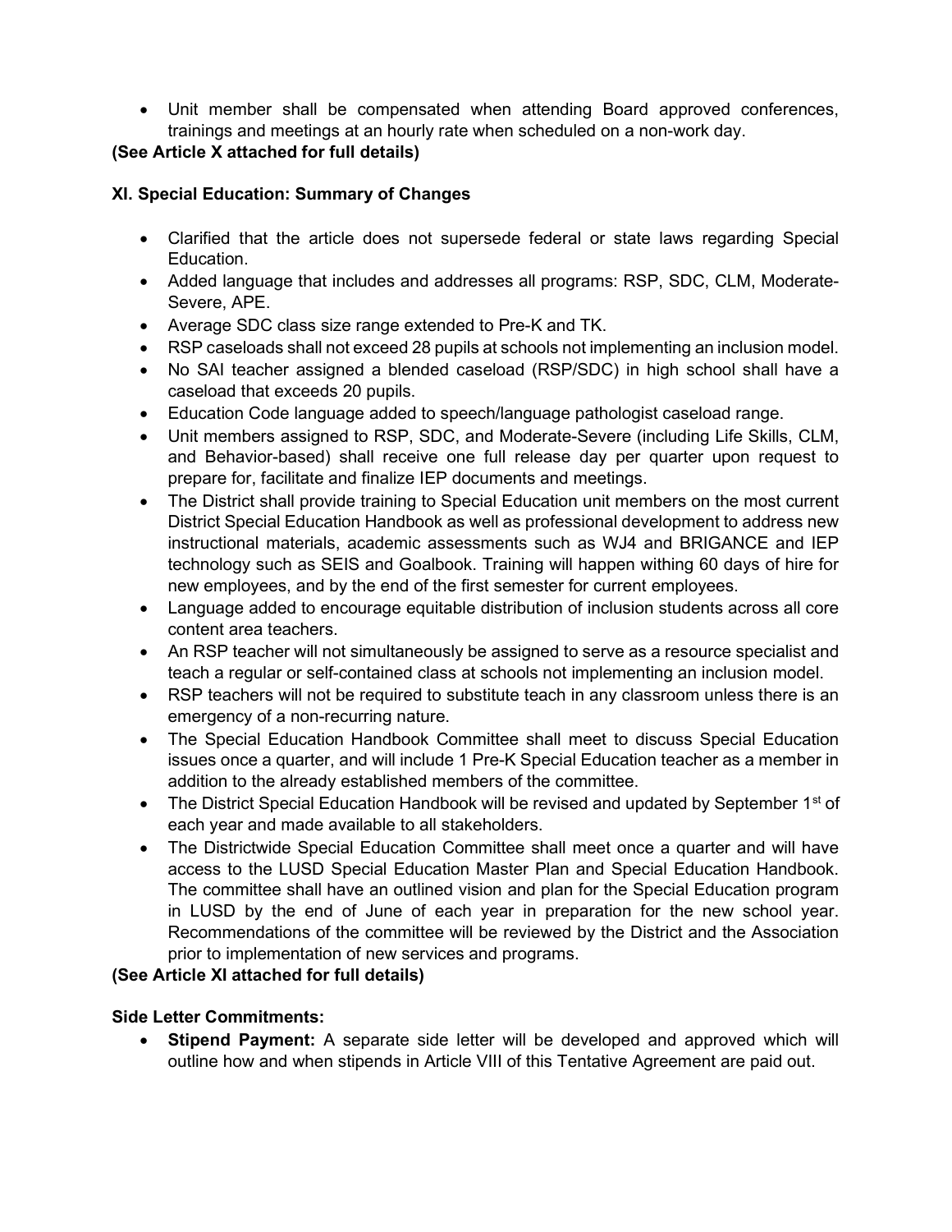- Unit member shall be compensated when attending Board approved conferences, trainings and meetings at an hourly rate when scheduled on a non-work day.

**(See Article X attached for full details)**

**XI. Special Education: Summary of Changes**

- Clarified that the article does not supersede federal or state laws regarding Special Education.
- Added language that includes and addresses all programs: RSP, SDC, CLM, Moderate-Severe, APE.
- Average SDC class size range extended to Pre-K and TK.
- RSP caseloads shall not exceed 28 pupils at schools not implementing an inclusion model.
- No SAI teacher assigned a blended caseload (RSP/SDC) in high school shall have a caseload that exceeds 20 pupils.
- Education Code language added to speech/language pathologist caseload range.
- Unit members assigned to RSP, SDC, and Moderate-Severe (including Life Skills, CLM, and Behavior-based) shall receive one full release day per quarter upon request to prepare for, facilitate and finalize IEP documents and meetings.
- The District shall provide training to Special Education unit members on the most current District Special Education Handbook as well as professional development to address new instructional materials, academic assessments such as WJ4 and BRIGANCE and IEP technology such as SEIS and Goalbook. Training will happen withing 60 days of hire for new employees, and by the end of the first semester for current employees.
- Language added to encourage equitable distribution of inclusion students across all core content area teachers.
- An RSP teacher will not simultaneously be assigned to serve as a resource specialist and teach a regular or self-contained class at schools not implementing an inclusion model.
- RSP teachers will not be required to substitute teach in any classroom unless there is an emergency of a non-recurring nature.
- The Special Education Handbook Committee shall meet to discuss Special Education issues once a quarter, and will include 1 Pre-K Special Education teacher as a member in addition to the already established members of the committee.
- The District Special Education Handbook will be revised and updated by September 1st of each year and made available to all stakeholders.
- The Districtwide Special Education Committee shall meet once a quarter and will have access to the LUSD Special Education Master Plan and Special Education Handbook. The committee shall have an outlined vision and plan for the Special Education program in LUSD by the end of June of each year in preparation for the new school year. Recommendations of the committee will be reviewed by the District and the Association prior to implementation of new services and programs.

**(See Article XI attached for full details)**

**Side Letter Commitments:**

- **Stipend Payment:** A separate side letter will be developed and approved which will outline how and when stipends in Article VIII of this Tentative Agreement are paid out.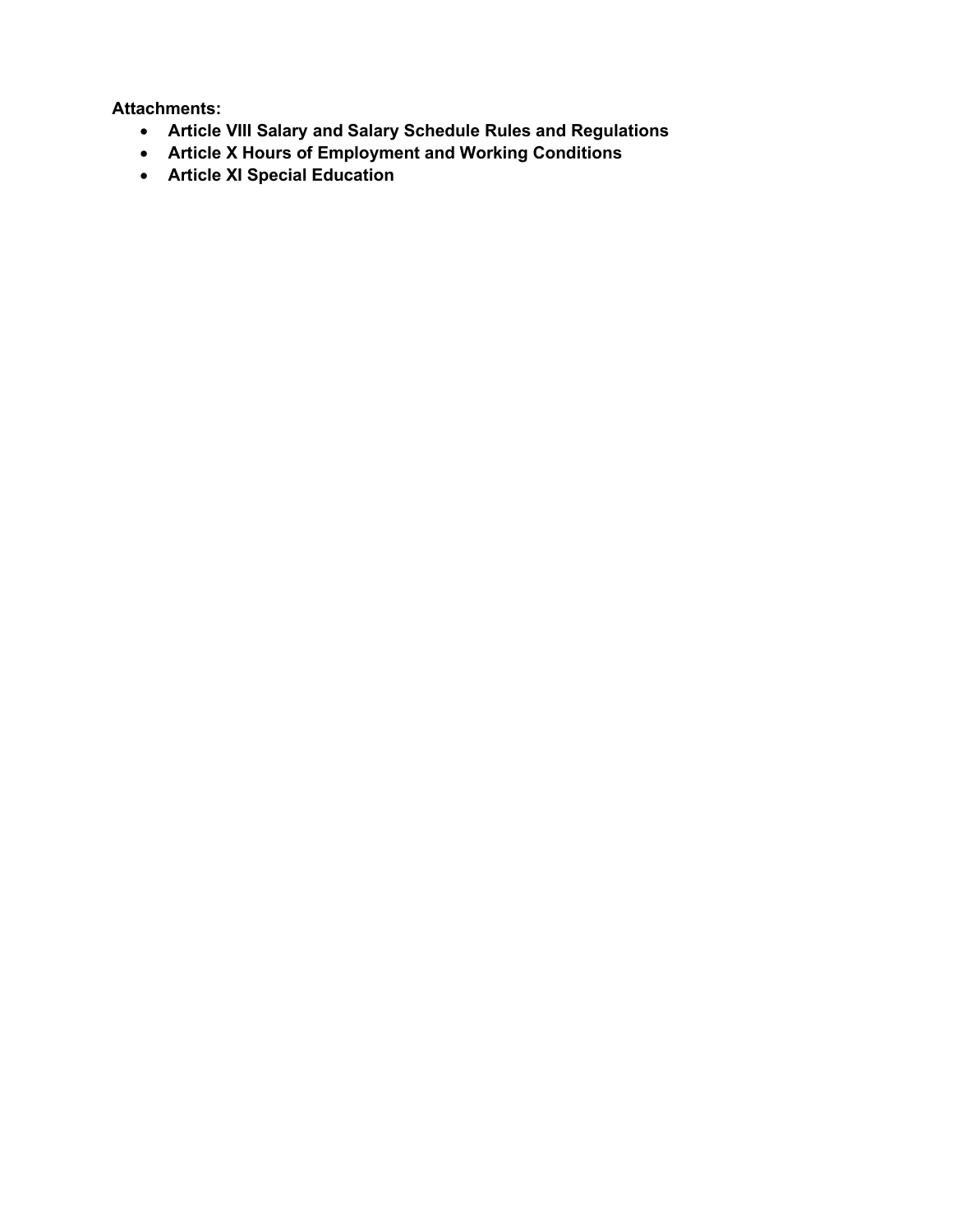**Attachments:**

- **Article VIII Salary and Salary Schedule Rules and Regulations**
- **Article X Hours of Employment and Working Conditions**
- **Article XI Special Education**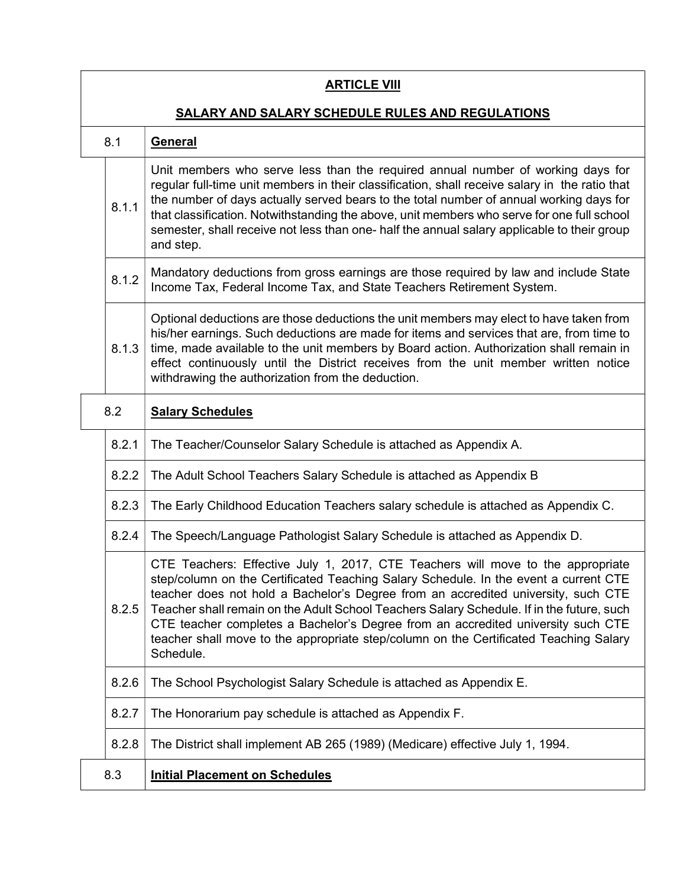## ARTICLE VIII

## SALARY AND SALARY SCHEDULE RULES AND REGULATIONS

| | |
|---|---|
| 8.1 | **General** |
| 8.1.1 | Unit members who serve less than the required annual number of working days for regular full-time unit members in their classification, shall receive salary in the ratio that the number of days actually served bears to the total number of annual working days for that classification. Notwithstanding the above, unit members who serve for one full school semester, shall receive not less than one- half the annual salary applicable to their group and step. |
| 8.1.2 | Mandatory deductions from gross earnings are those required by law and include State Income Tax, Federal Income Tax, and State Teachers Retirement System. |
| 8.1.3 | Optional deductions are those deductions the unit members may elect to have taken from his/her earnings. Such deductions are made for items and services that are, from time to time, made available to the unit members by Board action. Authorization shall remain in effect continuously until the District receives from the unit member written notice withdrawing the authorization from the deduction. |
| 8.2 | **Salary Schedules** |
| 8.2.1 | The Teacher/Counselor Salary Schedule is attached as Appendix A. |
| 8.2.2 | The Adult School Teachers Salary Schedule is attached as Appendix B |
| 8.2.3 | The Early Childhood Education Teachers salary schedule is attached as Appendix C. |
| 8.2.4 | The Speech/Language Pathologist Salary Schedule is attached as Appendix D. |
| 8.2.5 | CTE Teachers: Effective July 1, 2017, CTE Teachers will move to the appropriate step/column on the Certificated Teaching Salary Schedule. In the event a current CTE teacher does not hold a Bachelor's Degree from an accredited university, such CTE Teacher shall remain on the Adult School Teachers Salary Schedule. If in the future, such CTE teacher completes a Bachelor's Degree from an accredited university such CTE teacher shall move to the appropriate step/column on the Certificated Teaching Salary Schedule. |
| 8.2.6 | The School Psychologist Salary Schedule is attached as Appendix E. |
| 8.2.7 | The Honorarium pay schedule is attached as Appendix F. |
| 8.2.8 | The District shall implement AB 265 (1989) (Medicare) effective July 1, 1994. |
| 8.3 | **Initial Placement on Schedules** |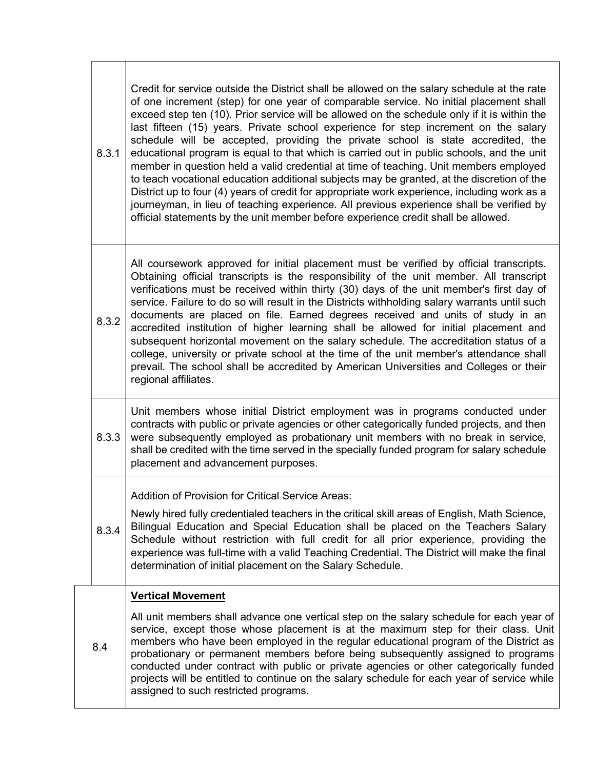| | |
|---|---|
| 8.3.1 | Credit for service outside the District shall be allowed on the salary schedule at the rate of one increment (step) for one year of comparable service. No initial placement shall exceed step ten (10). Prior service will be allowed on the schedule only if it is within the last fifteen (15) years. Private school experience for step increment on the salary schedule will be accepted, providing the private school is state accredited, the educational program is equal to that which is carried out in public schools, and the unit member in question held a valid credential at time of teaching. Unit members employed to teach vocational education additional subjects may be granted, at the discretion of the District up to four (4) years of credit for appropriate work experience, including work as a journeyman, in lieu of teaching experience. All previous experience shall be verified by official statements by the unit member before experience credit shall be allowed. |
| 8.3.2 | All coursework approved for initial placement must be verified by official transcripts. Obtaining official transcripts is the responsibility of the unit member. All transcript verifications must be received within thirty (30) days of the unit member's first day of service. Failure to do so will result in the Districts withholding salary warrants until such documents are placed on file. Earned degrees received and units of study in an accredited institution of higher learning shall be allowed for initial placement and subsequent horizontal movement on the salary schedule. The accreditation status of a college, university or private school at the time of the unit member's attendance shall prevail. The school shall be accredited by American Universities and Colleges or their regional affiliates. |
| 8.3.3 | Unit members whose initial District employment was in programs conducted under contracts with public or private agencies or other categorically funded projects, and then were subsequently employed as probationary unit members with no break in service, shall be credited with the time served in the specially funded program for salary schedule placement and advancement purposes. |
| 8.3.4 | Addition of Provision for Critical Service Areas:<br><br>Newly hired fully credentialed teachers in the critical skill areas of English, Math Science, Bilingual Education and Special Education shall be placed on the Teachers Salary Schedule without restriction with full credit for all prior experience, providing the experience was full-time with a valid Teaching Credential. The District will make the final determination of initial placement on the Salary Schedule. |
| 8.4 | **Vertical Movement**<br><br>All unit members shall advance one vertical step on the salary schedule for each year of service, except those whose placement is at the maximum step for their class. Unit members who have been employed in the regular educational program of the District as probationary or permanent members before being subsequently assigned to programs conducted under contract with public or private agencies or other categorically funded projects will be entitled to continue on the salary schedule for each year of service while assigned to such restricted programs. |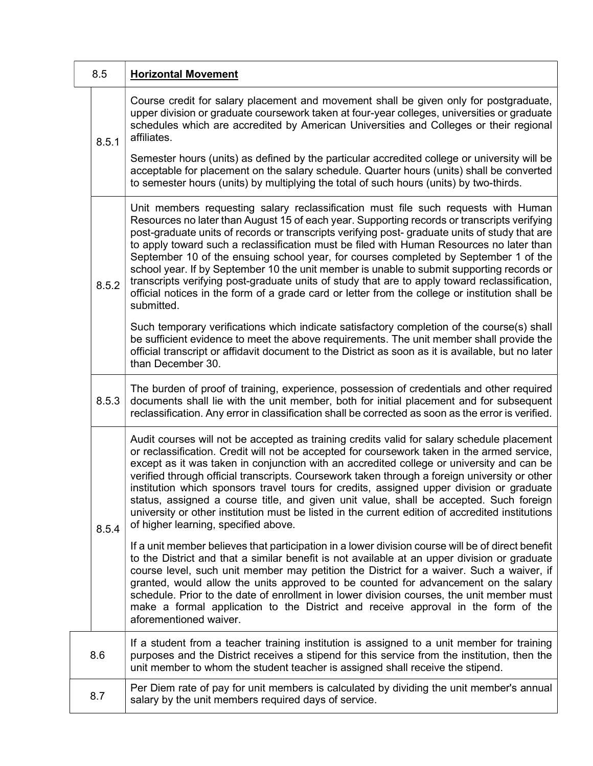| 8.5 | **Horizontal Movement** |
| --- | --- |
| 8.5.1 | Course credit for salary placement and movement shall be given only for postgraduate, upper division or graduate coursework taken at four-year colleges, universities or graduate schedules which are accredited by American Universities and Colleges or their regional affiliates.<br><br>Semester hours (units) as defined by the particular accredited college or university will be acceptable for placement on the salary schedule. Quarter hours (units) shall be converted to semester hours (units) by multiplying the total of such hours (units) by two-thirds. |
| 8.5.2 | Unit members requesting salary reclassification must file such requests with Human Resources no later than August 15 of each year. Supporting records or transcripts verifying post-graduate units of records or transcripts verifying post- graduate units of study that are to apply toward such a reclassification must be filed with Human Resources no later than September 10 of the ensuing school year, for courses completed by September 1 of the school year. If by September 10 the unit member is unable to submit supporting records or transcripts verifying post-graduate units of study that are to apply toward reclassification, official notices in the form of a grade card or letter from the college or institution shall be submitted.<br><br>Such temporary verifications which indicate satisfactory completion of the course(s) shall be sufficient evidence to meet the above requirements. The unit member shall provide the official transcript or affidavit document to the District as soon as it is available, but no later than December 30. |
| 8.5.3 | The burden of proof of training, experience, possession of credentials and other required documents shall lie with the unit member, both for initial placement and for subsequent reclassification. Any error in classification shall be corrected as soon as the error is verified. |
| 8.5.4 | Audit courses will not be accepted as training credits valid for salary schedule placement or reclassification. Credit will not be accepted for coursework taken in the armed service, except as it was taken in conjunction with an accredited college or university and can be verified through official transcripts. Coursework taken through a foreign university or other institution which sponsors travel tours for credits, assigned upper division or graduate status, assigned a course title, and given unit value, shall be accepted. Such foreign university or other institution must be listed in the current edition of accredited institutions of higher learning, specified above.<br><br>If a unit member believes that participation in a lower division course will be of direct benefit to the District and that a similar benefit is not available at an upper division or graduate course level, such unit member may petition the District for a waiver. Such a waiver, if granted, would allow the units approved to be counted for advancement on the salary schedule. Prior to the date of enrollment in lower division courses, the unit member must make a formal application to the District and receive approval in the form of the aforementioned waiver. |
| 8.6 | If a student from a teacher training institution is assigned to a unit member for training purposes and the District receives a stipend for this service from the institution, then the unit member to whom the student teacher is assigned shall receive the stipend. |
| 8.7 | Per Diem rate of pay for unit members is calculated by dividing the unit member's annual salary by the unit members required days of service. |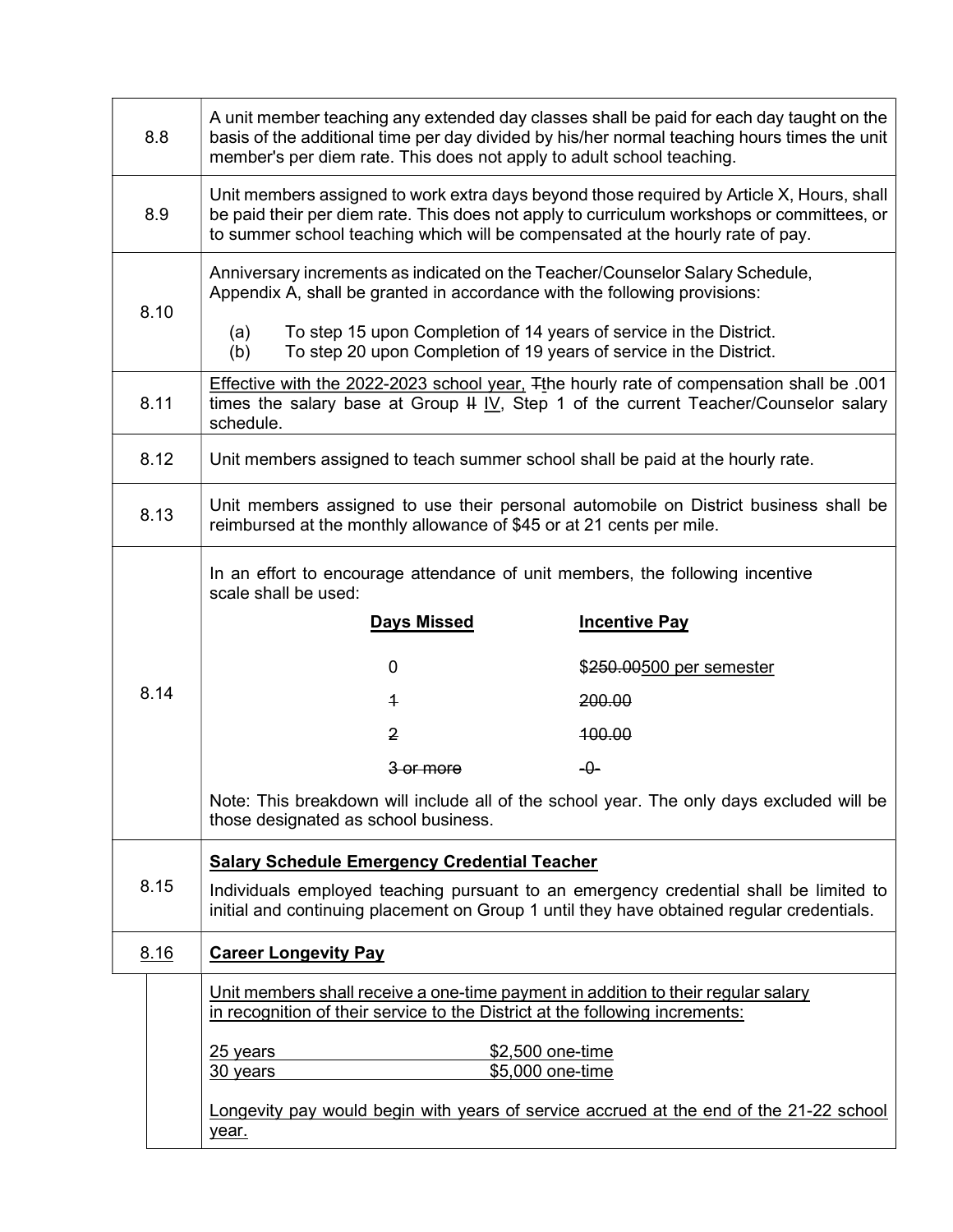| | |
|---|---|
| 8.8 | A unit member teaching any extended day classes shall be paid for each day taught on the basis of the additional time per day divided by his/her normal teaching hours times the unit member's per diem rate. This does not apply to adult school teaching. |
| 8.9 | Unit members assigned to work extra days beyond those required by Article X, Hours, shall be paid their per diem rate. This does not apply to curriculum workshops or committees, or to summer school teaching which will be compensated at the hourly rate of pay. |
| 8.10 | Anniversary increments as indicated on the Teacher/Counselor Salary Schedule, Appendix A, shall be granted in accordance with the following provisions:<br><br>(a) To step 15 upon Completion of 14 years of service in the District.<br>(b) To step 20 upon Completion of 19 years of service in the District. |
| 8.11 | <u>Effective with the 2022-2023 school year,</u> ~~T~~<u>t</u>he hourly rate of compensation shall be .001 times the salary base at Group ~~II~~ <u>IV</u>, Step 1 of the current Teacher/Counselor salary schedule. |
| 8.12 | Unit members assigned to teach summer school shall be paid at the hourly rate. |
| 8.13 | Unit members assigned to use their personal automobile on District business shall be reimbursed at the monthly allowance of $45 or at 21 cents per mile. |
| 8.14 | In an effort to encourage attendance of unit members, the following incentive scale shall be used:<br><br>**<u>Days Missed</u>** — **<u>Incentive Pay</u>**<br>0 — $~~250.00~~<u>500 per semester</u><br>~~1~~ — ~~200.00~~<br>~~2~~ — ~~100.00~~<br>~~3 or more~~ — ~~-0-~~<br><br>Note: This breakdown will include all of the school year. The only days excluded will be those designated as school business. |
| 8.15 | **<u>Salary Schedule Emergency Credential Teacher</u>**<br><br>Individuals employed teaching pursuant to an emergency credential shall be limited to initial and continuing placement on Group 1 until they have obtained regular credentials. |
| <u>8.16</u> | **<u>Career Longevity Pay</u>** |
| | <u>Unit members shall receive a one-time payment in addition to their regular salary in recognition of their service to the District at the following increments:</u><br><br><u>25 years — $2,500 one-time</u><br><u>30 years — $5,000 one-time</u><br><br><u>Longevity pay would begin with years of service accrued at the end of the 21-22 school year.</u> |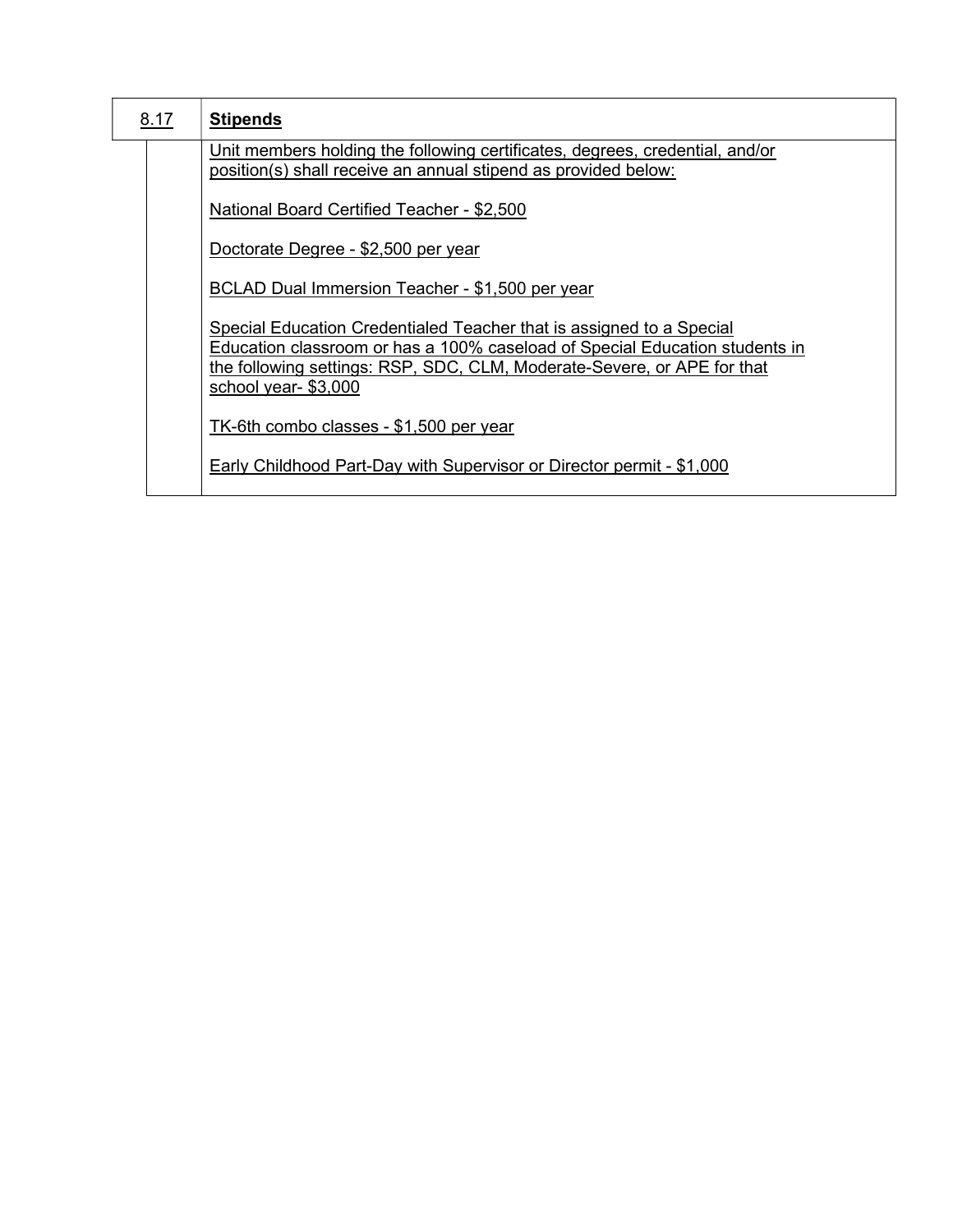| 8.17 | **Stipends** |
|---|---|
| | Unit members holding the following certificates, degrees, credential, and/or position(s) shall receive an annual stipend as provided below:<br><br>National Board Certified Teacher - $2,500<br><br>Doctorate Degree - $2,500 per year<br><br>BCLAD Dual Immersion Teacher - $1,500 per year<br><br>Special Education Credentialed Teacher that is assigned to a Special Education classroom or has a 100% caseload of Special Education students in the following settings: RSP, SDC, CLM, Moderate-Severe, or APE for that school year- $3,000<br><br>TK-6th combo classes - $1,500 per year<br><br>Early Childhood Part-Day with Supervisor or Director permit - $1,000 |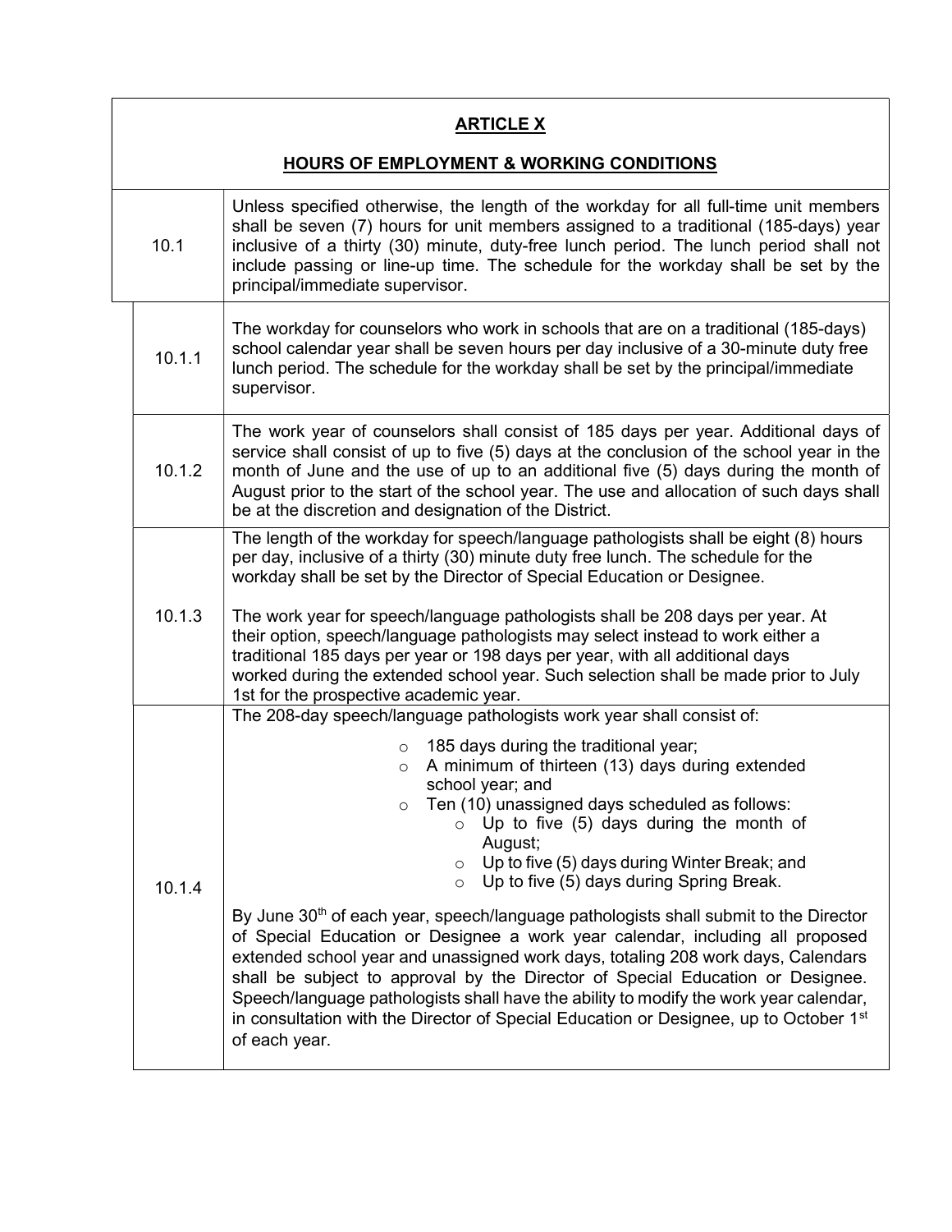## ARTICLE X

## HOURS OF EMPLOYMENT & WORKING CONDITIONS

| Section | Text |
|---|---|
| 10.1 | Unless specified otherwise, the length of the workday for all full-time unit members shall be seven (7) hours for unit members assigned to a traditional (185-days) year inclusive of a thirty (30) minute, duty-free lunch period. The lunch period shall not include passing or line-up time. The schedule for the workday shall be set by the principal/immediate supervisor. |
| 10.1.1 | The workday for counselors who work in schools that are on a traditional (185-days) school calendar year shall be seven hours per day inclusive of a 30-minute duty free lunch period. The schedule for the workday shall be set by the principal/immediate supervisor. |
| 10.1.2 | The work year of counselors shall consist of 185 days per year. Additional days of service shall consist of up to five (5) days at the conclusion of the school year in the month of June and the use of up to an additional five (5) days during the month of August prior to the start of the school year. The use and allocation of such days shall be at the discretion and designation of the District. |
| 10.1.3 | The length of the workday for speech/language pathologists shall be eight (8) hours per day, inclusive of a thirty (30) minute duty free lunch. The schedule for the workday shall be set by the Director of Special Education or Designee.<br><br>The work year for speech/language pathologists shall be 208 days per year. At their option, speech/language pathologists may select instead to work either a traditional 185 days per year or 198 days per year, with all additional days worked during the extended school year. Such selection shall be made prior to July 1st for the prospective academic year. |
| 10.1.4 | The 208-day speech/language pathologists work year shall consist of:<br>◦ 185 days during the traditional year;<br>◦ A minimum of thirteen (13) days during extended school year; and<br>◦ Ten (10) unassigned days scheduled as follows:<br>&nbsp;&nbsp;&nbsp;&nbsp;◦ Up to five (5) days during the month of August;<br>&nbsp;&nbsp;&nbsp;&nbsp;◦ Up to five (5) days during Winter Break; and<br>&nbsp;&nbsp;&nbsp;&nbsp;◦ Up to five (5) days during Spring Break.<br><br>By June 30th of each year, speech/language pathologists shall submit to the Director of Special Education or Designee a work year calendar, including all proposed extended school year and unassigned work days, totaling 208 work days, Calendars shall be subject to approval by the Director of Special Education or Designee. Speech/language pathologists shall have the ability to modify the work year calendar, in consultation with the Director of Special Education or Designee, up to October 1st of each year. |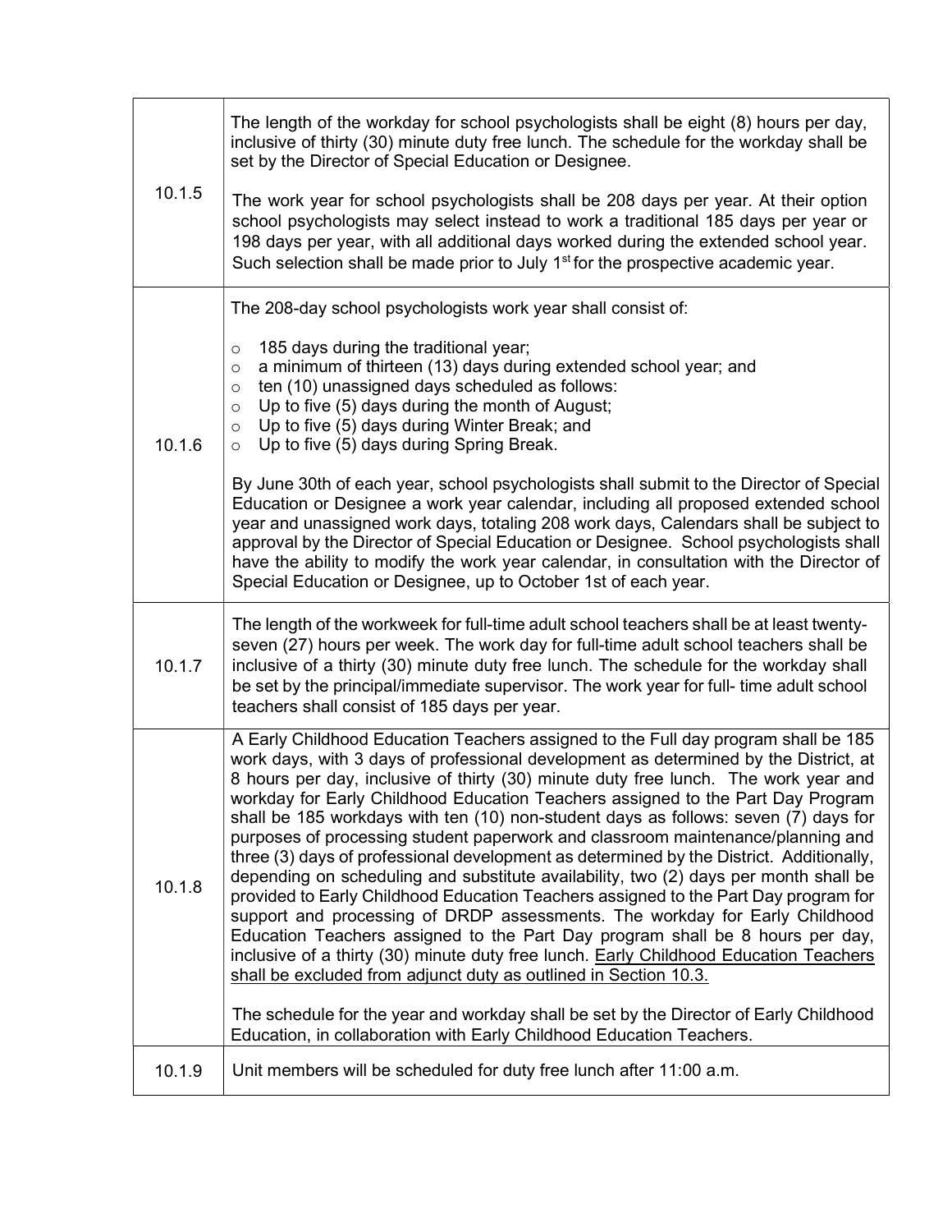| | |
|---|---|
| 10.1.5 | The length of the workday for school psychologists shall be eight (8) hours per day, inclusive of thirty (30) minute duty free lunch. The schedule for the workday shall be set by the Director of Special Education or Designee.<br><br>The work year for school psychologists shall be 208 days per year. At their option school psychologists may select instead to work a traditional 185 days per year or 198 days per year, with all additional days worked during the extended school year. Such selection shall be made prior to July 1st for the prospective academic year. |
| 10.1.6 | The 208-day school psychologists work year shall consist of:<br><br>○ 185 days during the traditional year;<br>○ a minimum of thirteen (13) days during extended school year; and<br>○ ten (10) unassigned days scheduled as follows:<br>○ Up to five (5) days during the month of August;<br>○ Up to five (5) days during Winter Break; and<br>○ Up to five (5) days during Spring Break.<br><br>By June 30th of each year, school psychologists shall submit to the Director of Special Education or Designee a work year calendar, including all proposed extended school year and unassigned work days, totaling 208 work days, Calendars shall be subject to approval by the Director of Special Education or Designee. School psychologists shall have the ability to modify the work year calendar, in consultation with the Director of Special Education or Designee, up to October 1st of each year. |
| 10.1.7 | The length of the workweek for full-time adult school teachers shall be at least twenty-seven (27) hours per week. The work day for full-time adult school teachers shall be inclusive of a thirty (30) minute duty free lunch. The schedule for the workday shall be set by the principal/immediate supervisor. The work year for full- time adult school teachers shall consist of 185 days per year. |
| 10.1.8 | A Early Childhood Education Teachers assigned to the Full day program shall be 185 work days, with 3 days of professional development as determined by the District, at 8 hours per day, inclusive of thirty (30) minute duty free lunch. The work year and workday for Early Childhood Education Teachers assigned to the Part Day Program shall be 185 workdays with ten (10) non-student days as follows: seven (7) days for purposes of processing student paperwork and classroom maintenance/planning and three (3) days of professional development as determined by the District. Additionally, depending on scheduling and substitute availability, two (2) days per month shall be provided to Early Childhood Education Teachers assigned to the Part Day program for support and processing of DRDP assessments. The workday for Early Childhood Education Teachers assigned to the Part Day program shall be 8 hours per day, inclusive of a thirty (30) minute duty free lunch. <u>Early Childhood Education Teachers shall be excluded from adjunct duty as outlined in Section 10.3.</u><br><br>The schedule for the year and workday shall be set by the Director of Early Childhood Education, in collaboration with Early Childhood Education Teachers. |
| 10.1.9 | Unit members will be scheduled for duty free lunch after 11:00 a.m. |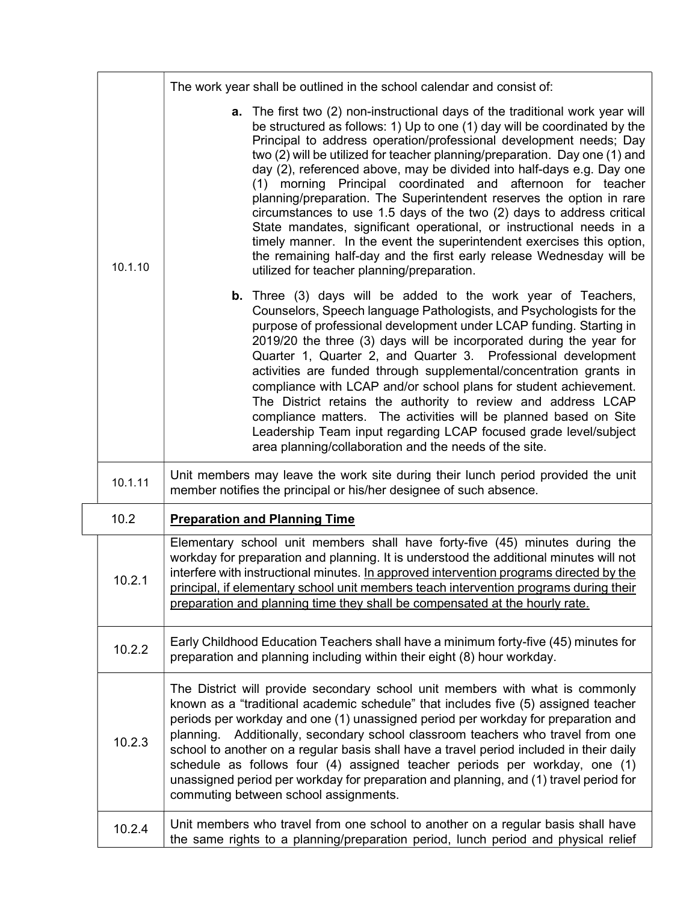| | |
|---|---|
| 10.1.10 | The work year shall be outlined in the school calendar and consist of:<br><br>**a.** The first two (2) non-instructional days of the traditional work year will be structured as follows: 1) Up to one (1) day will be coordinated by the Principal to address operation/professional development needs; Day two (2) will be utilized for teacher planning/preparation. Day one (1) and day (2), referenced above, may be divided into half-days e.g. Day one (1) morning Principal coordinated and afternoon for teacher planning/preparation. The Superintendent reserves the option in rare circumstances to use 1.5 days of the two (2) days to address critical State mandates, significant operational, or instructional needs in a timely manner. In the event the superintendent exercises this option, the remaining half-day and the first early release Wednesday will be utilized for teacher planning/preparation.<br><br>**b.** Three (3) days will be added to the work year of Teachers, Counselors, Speech language Pathologists, and Psychologists for the purpose of professional development under LCAP funding. Starting in 2019/20 the three (3) days will be incorporated during the year for Quarter 1, Quarter 2, and Quarter 3. Professional development activities are funded through supplemental/concentration grants in compliance with LCAP and/or school plans for student achievement. The District retains the authority to review and address LCAP compliance matters. The activities will be planned based on Site Leadership Team input regarding LCAP focused grade level/subject area planning/collaboration and the needs of the site. |
| 10.1.11 | Unit members may leave the work site during their lunch period provided the unit member notifies the principal or his/her designee of such absence. |
| 10.2 | **<u>Preparation and Planning Time</u>** |
| 10.2.1 | Elementary school unit members shall have forty-five (45) minutes during the workday for preparation and planning. It is understood the additional minutes will not interfere with instructional minutes. <u>In approved intervention programs directed by the principal, if elementary school unit members teach intervention programs during their preparation and planning time they shall be compensated at the hourly rate.</u> |
| 10.2.2 | Early Childhood Education Teachers shall have a minimum forty-five (45) minutes for preparation and planning including within their eight (8) hour workday. |
| 10.2.3 | The District will provide secondary school unit members with what is commonly known as a "traditional academic schedule" that includes five (5) assigned teacher periods per workday and one (1) unassigned period per workday for preparation and planning. Additionally, secondary school classroom teachers who travel from one school to another on a regular basis shall have a travel period included in their daily schedule as follows four (4) assigned teacher periods per workday, one (1) unassigned period per workday for preparation and planning, and (1) travel period for commuting between school assignments. |
| 10.2.4 | Unit members who travel from one school to another on a regular basis shall have the same rights to a planning/preparation period, lunch period and physical relief |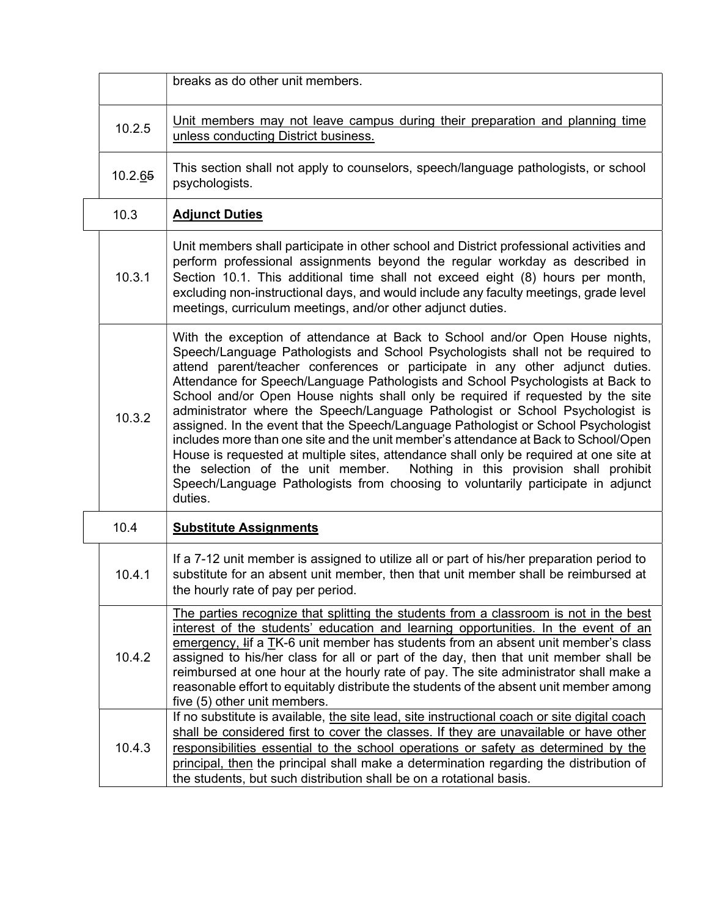| | |
|---|---|
| | breaks as do other unit members. |
| 10.2.5 | Unit members may not leave campus during their preparation and planning time unless conducting District business. |
| 10.2.65 | This section shall not apply to counselors, speech/language pathologists, or school psychologists. |
| 10.3 | **Adjunct Duties** |
| 10.3.1 | Unit members shall participate in other school and District professional activities and perform professional assignments beyond the regular workday as described in Section 10.1. This additional time shall not exceed eight (8) hours per month, excluding non-instructional days, and would include any faculty meetings, grade level meetings, curriculum meetings, and/or other adjunct duties. |
| 10.3.2 | With the exception of attendance at Back to School and/or Open House nights, Speech/Language Pathologists and School Psychologists shall not be required to attend parent/teacher conferences or participate in any other adjunct duties. Attendance for Speech/Language Pathologists and School Psychologists at Back to School and/or Open House nights shall only be required if requested by the site administrator where the Speech/Language Pathologist or School Psychologist is assigned. In the event that the Speech/Language Pathologist or School Psychologist includes more than one site and the unit member's attendance at Back to School/Open House is requested at multiple sites, attendance shall only be required at one site at the selection of the unit member. Nothing in this provision shall prohibit Speech/Language Pathologists from choosing to voluntarily participate in adjunct duties. |
| 10.4 | **Substitute Assignments** |
| 10.4.1 | If a 7-12 unit member is assigned to utilize all or part of his/her preparation period to substitute for an absent unit member, then that unit member shall be reimbursed at the hourly rate of pay per period. |
| 10.4.2 | The parties recognize that splitting the students from a classroom is not in the best interest of the students' education and learning opportunities. In the event of an emergency, Iif a TK-6 unit member has students from an absent unit member's class assigned to his/her class for all or part of the day, then that unit member shall be reimbursed at one hour at the hourly rate of pay. The site administrator shall make a reasonable effort to equitably distribute the students of the absent unit member among five (5) other unit members. |
| 10.4.3 | If no substitute is available, the site lead, site instructional coach or site digital coach shall be considered first to cover the classes. If they are unavailable or have other responsibilities essential to the school operations or safety as determined by the principal, then the principal shall make a determination regarding the distribution of the students, but such distribution shall be on a rotational basis. |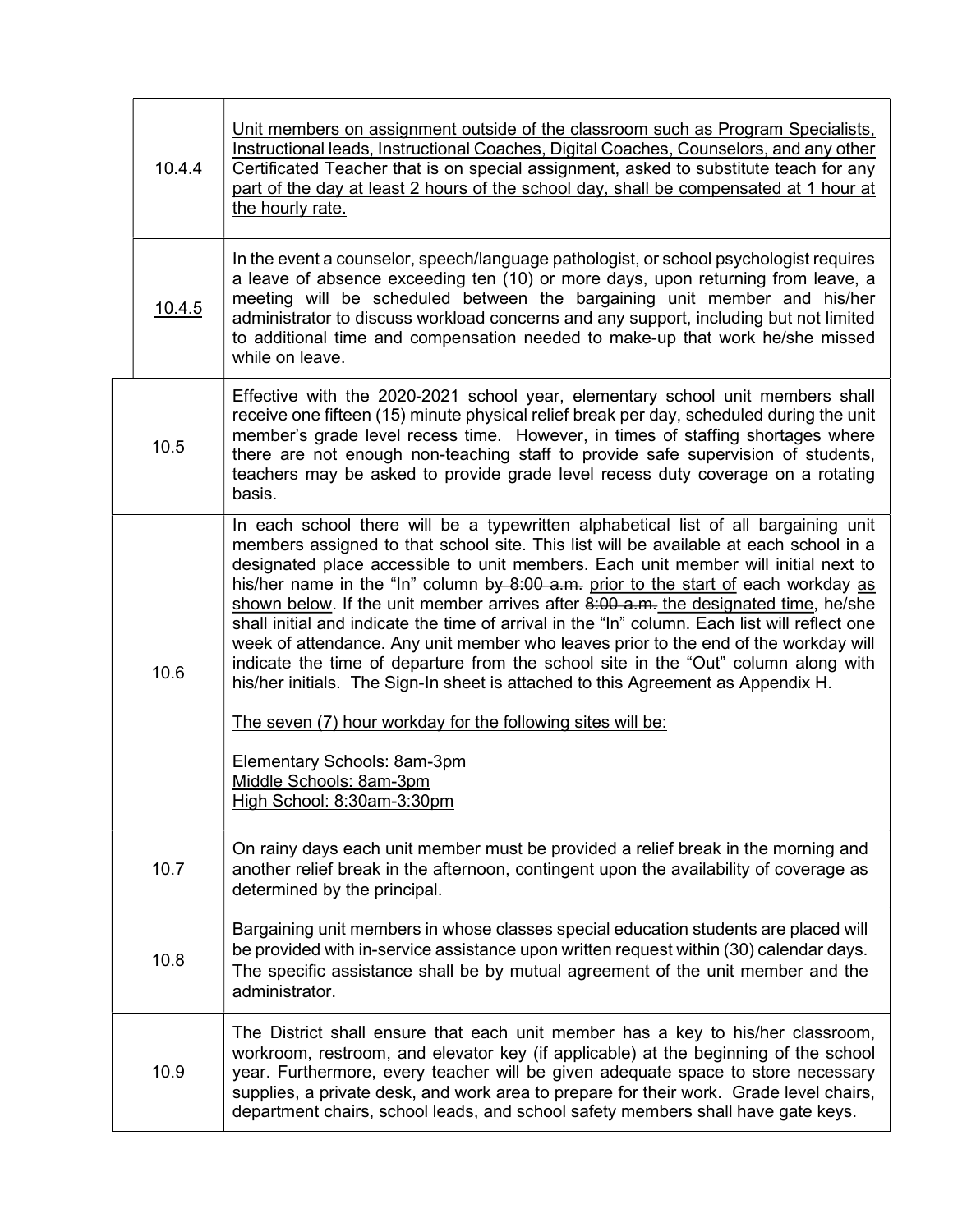| | |
|---|---|
| 10.4.4 | <u>Unit members on assignment outside of the classroom such as Program Specialists, Instructional leads, Instructional Coaches, Digital Coaches, Counselors, and any other Certificated Teacher that is on special assignment, asked to substitute teach for any part of the day at least 2 hours of the school day, shall be compensated at 1 hour at the hourly rate.</u> |
| <u>10.4.5</u> | In the event a counselor, speech/language pathologist, or school psychologist requires a leave of absence exceeding ten (10) or more days, upon returning from leave, a meeting will be scheduled between the bargaining unit member and his/her administrator to discuss workload concerns and any support, including but not limited to additional time and compensation needed to make-up that work he/she missed while on leave. |
| 10.5 | Effective with the 2020-2021 school year, elementary school unit members shall receive one fifteen (15) minute physical relief break per day, scheduled during the unit member's grade level recess time. However, in times of staffing shortages where there are not enough non-teaching staff to provide safe supervision of students, teachers may be asked to provide grade level recess duty coverage on a rotating basis. |
| 10.6 | In each school there will be a typewritten alphabetical list of all bargaining unit members assigned to that school site. This list will be available at each school in a designated place accessible to unit members. Each unit member will initial next to his/her name in the "In" column ~~by 8:00 a.m.~~ <u>prior to the start of</u> each workday <u>as shown below</u>. If the unit member arrives after ~~8:00 a.m.~~ <u>the designated time</u>, he/she shall initial and indicate the time of arrival in the "In" column. Each list will reflect one week of attendance. Any unit member who leaves prior to the end of the workday will indicate the time of departure from the school site in the "Out" column along with his/her initials. The Sign-In sheet is attached to this Agreement as Appendix H.<br><br><u>The seven (7) hour workday for the following sites will be:</u><br><br><u>Elementary Schools: 8am-3pm</u><br><u>Middle Schools: 8am-3pm</u><br><u>High School: 8:30am-3:30pm</u> |
| 10.7 | On rainy days each unit member must be provided a relief break in the morning and another relief break in the afternoon, contingent upon the availability of coverage as determined by the principal. |
| 10.8 | Bargaining unit members in whose classes special education students are placed will be provided with in-service assistance upon written request within (30) calendar days. The specific assistance shall be by mutual agreement of the unit member and the administrator. |
| 10.9 | The District shall ensure that each unit member has a key to his/her classroom, workroom, restroom, and elevator key (if applicable) at the beginning of the school year. Furthermore, every teacher will be given adequate space to store necessary supplies, a private desk, and work area to prepare for their work. Grade level chairs, department chairs, school leads, and school safety members shall have gate keys. |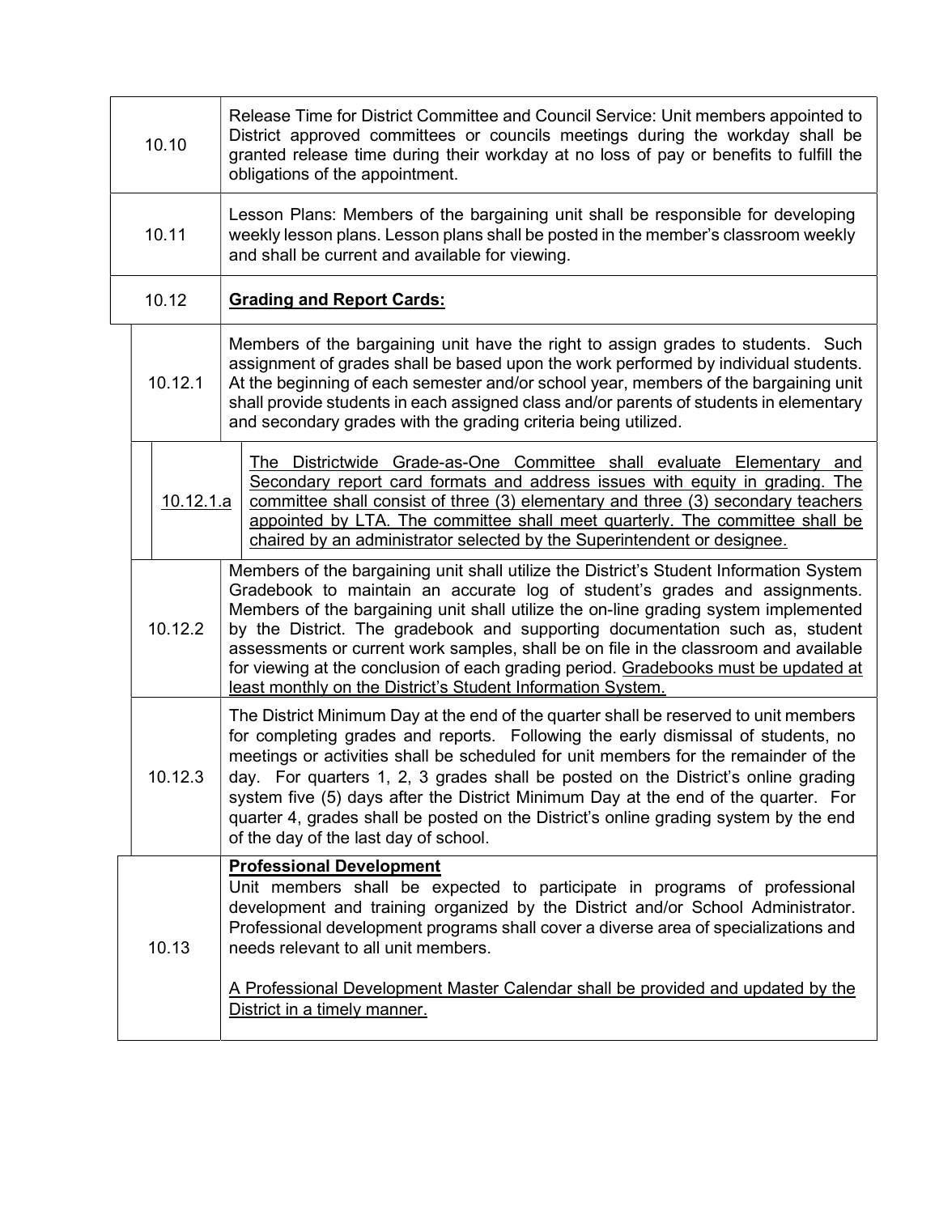| Section | Text |
|---|---|
| 10.10 | Release Time for District Committee and Council Service: Unit members appointed to District approved committees or councils meetings during the workday shall be granted release time during their workday at no loss of pay or benefits to fulfill the obligations of the appointment. |
| 10.11 | Lesson Plans: Members of the bargaining unit shall be responsible for developing weekly lesson plans. Lesson plans shall be posted in the member's classroom weekly and shall be current and available for viewing. |
| 10.12 | **<u>Grading and Report Cards:</u>** |
| 10.12.1 | Members of the bargaining unit have the right to assign grades to students. Such assignment of grades shall be based upon the work performed by individual students. At the beginning of each semester and/or school year, members of the bargaining unit shall provide students in each assigned class and/or parents of students in elementary and secondary grades with the grading criteria being utilized. |
| <u>10.12.1.a</u> | <u>The Districtwide Grade-as-One Committee shall evaluate Elementary and Secondary report card formats and address issues with equity in grading. The committee shall consist of three (3) elementary and three (3) secondary teachers appointed by LTA. The committee shall meet quarterly. The committee shall be chaired by an administrator selected by the Superintendent or designee.</u> |
| 10.12.2 | Members of the bargaining unit shall utilize the District's Student Information System Gradebook to maintain an accurate log of student's grades and assignments. Members of the bargaining unit shall utilize the on-line grading system implemented by the District. The gradebook and supporting documentation such as, student assessments or current work samples, shall be on file in the classroom and available for viewing at the conclusion of each grading period. <u>Gradebooks must be updated at least monthly on the District's Student Information System.</u> |
| 10.12.3 | The District Minimum Day at the end of the quarter shall be reserved to unit members for completing grades and reports. Following the early dismissal of students, no meetings or activities shall be scheduled for unit members for the remainder of the day. For quarters 1, 2, 3 grades shall be posted on the District's online grading system five (5) days after the District Minimum Day at the end of the quarter. For quarter 4, grades shall be posted on the District's online grading system by the end of the day of the last day of school. |
| 10.13 | **<u>Professional Development</u>**<br>Unit members shall be expected to participate in programs of professional development and training organized by the District and/or School Administrator. Professional development programs shall cover a diverse area of specializations and needs relevant to all unit members.<br><br><u>A Professional Development Master Calendar shall be provided and updated by the District in a timely manner.</u> |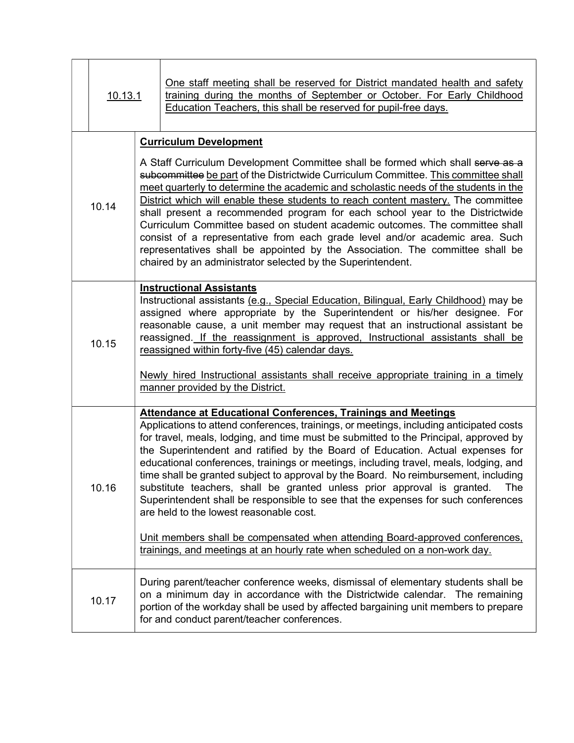| Section | Content |
|---|---|
| <u>10.13.1</u> | <u>One staff meeting shall be reserved for District mandated health and safety training during the months of September or October. For Early Childhood Education Teachers, this shall be reserved for pupil-free days.</u> |
| 10.14 | **<u>Curriculum Development</u>**<br><br>A Staff Curriculum Development Committee shall be formed which shall ~~serve as a subcommittee~~ <u>be part</u> of the Districtwide Curriculum Committee. <u>This committee shall meet quarterly to determine the academic and scholastic needs of the students in the District which will enable these students to reach content mastery.</u> The committee shall present a recommended program for each school year to the Districtwide Curriculum Committee based on student academic outcomes. The committee shall consist of a representative from each grade level and/or academic area. Such representatives shall be appointed by the Association. The committee shall be chaired by an administrator selected by the Superintendent. |
| 10.15 | **<u>Instructional Assistants</u>**<br>Instructional assistants <u>(e.g., Special Education, Bilingual, Early Childhood)</u> may be assigned where appropriate by the Superintendent or his/her designee. For reasonable cause, a unit member may request that an instructional assistant be reassigned. <u>If the reassignment is approved, Instructional assistants shall be reassigned within forty-five (45) calendar days.</u><br><br><u>Newly hired Instructional assistants shall receive appropriate training in a timely manner provided by the District.</u> |
| 10.16 | **<u>Attendance at Educational Conferences, Trainings and Meetings</u>**<br>Applications to attend conferences, trainings, or meetings, including anticipated costs for travel, meals, lodging, and time must be submitted to the Principal, approved by the Superintendent and ratified by the Board of Education. Actual expenses for educational conferences, trainings or meetings, including travel, meals, lodging, and time shall be granted subject to approval by the Board. No reimbursement, including substitute teachers, shall be granted unless prior approval is granted. The Superintendent shall be responsible to see that the expenses for such conferences are held to the lowest reasonable cost.<br><br><u>Unit members shall be compensated when attending Board-approved conferences, trainings, and meetings at an hourly rate when scheduled on a non-work day.</u> |
| 10.17 | During parent/teacher conference weeks, dismissal of elementary students shall be on a minimum day in accordance with the Districtwide calendar. The remaining portion of the workday shall be used by affected bargaining unit members to prepare for and conduct parent/teacher conferences. |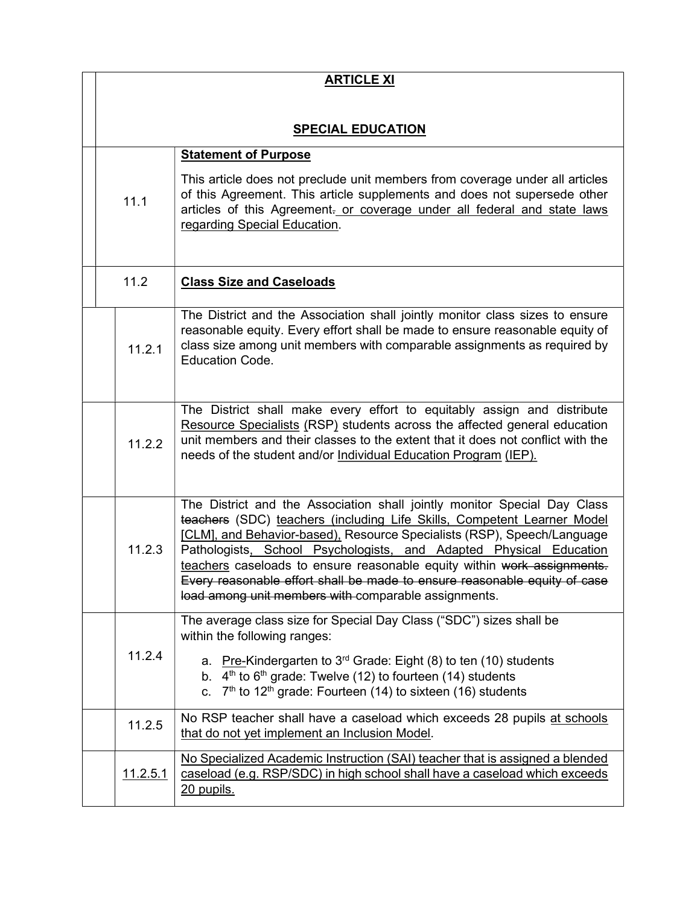# ARTICLE XI

## SPECIAL EDUCATION

| | |
|---|---|
| 11.1 | **Statement of Purpose**<br><br>This article does not preclude unit members from coverage under all articles of this Agreement. This article supplements and does not supersede other articles of this Agreement. or coverage under all federal and state laws regarding Special Education. |
| 11.2 | **Class Size and Caseloads** |
| 11.2.1 | The District and the Association shall jointly monitor class sizes to ensure reasonable equity. Every effort shall be made to ensure reasonable equity of class size among unit members with comparable assignments as required by Education Code. |
| 11.2.2 | The District shall make every effort to equitably assign and distribute Resource Specialists (RSP) students across the affected general education unit members and their classes to the extent that it does not conflict with the needs of the student and/or Individual Education Program (IEP). |
| 11.2.3 | The District and the Association shall jointly monitor Special Day Class ~~teachers~~ (SDC) teachers (including Life Skills, Competent Learner Model [CLM], and Behavior-based), Resource Specialists (RSP), Speech/Language Pathologists, School Psychologists, and Adapted Physical Education teachers caseloads to ensure reasonable equity within ~~work assignments. Every reasonable effort shall be made to ensure reasonable equity of case load among unit members with~~ comparable assignments. |
| 11.2.4 | The average class size for Special Day Class ("SDC") sizes shall be within the following ranges:<br><br>a. Pre-Kindergarten to 3rd Grade: Eight (8) to ten (10) students<br>b. 4th to 6th grade: Twelve (12) to fourteen (14) students<br>c. 7th to 12th grade: Fourteen (14) to sixteen (16) students |
| 11.2.5 | No RSP teacher shall have a caseload which exceeds 28 pupils at schools that do not yet implement an Inclusion Model. |
| 11.2.5.1 | No Specialized Academic Instruction (SAI) teacher that is assigned a blended caseload (e.g. RSP/SDC) in high school shall have a caseload which exceeds 20 pupils. |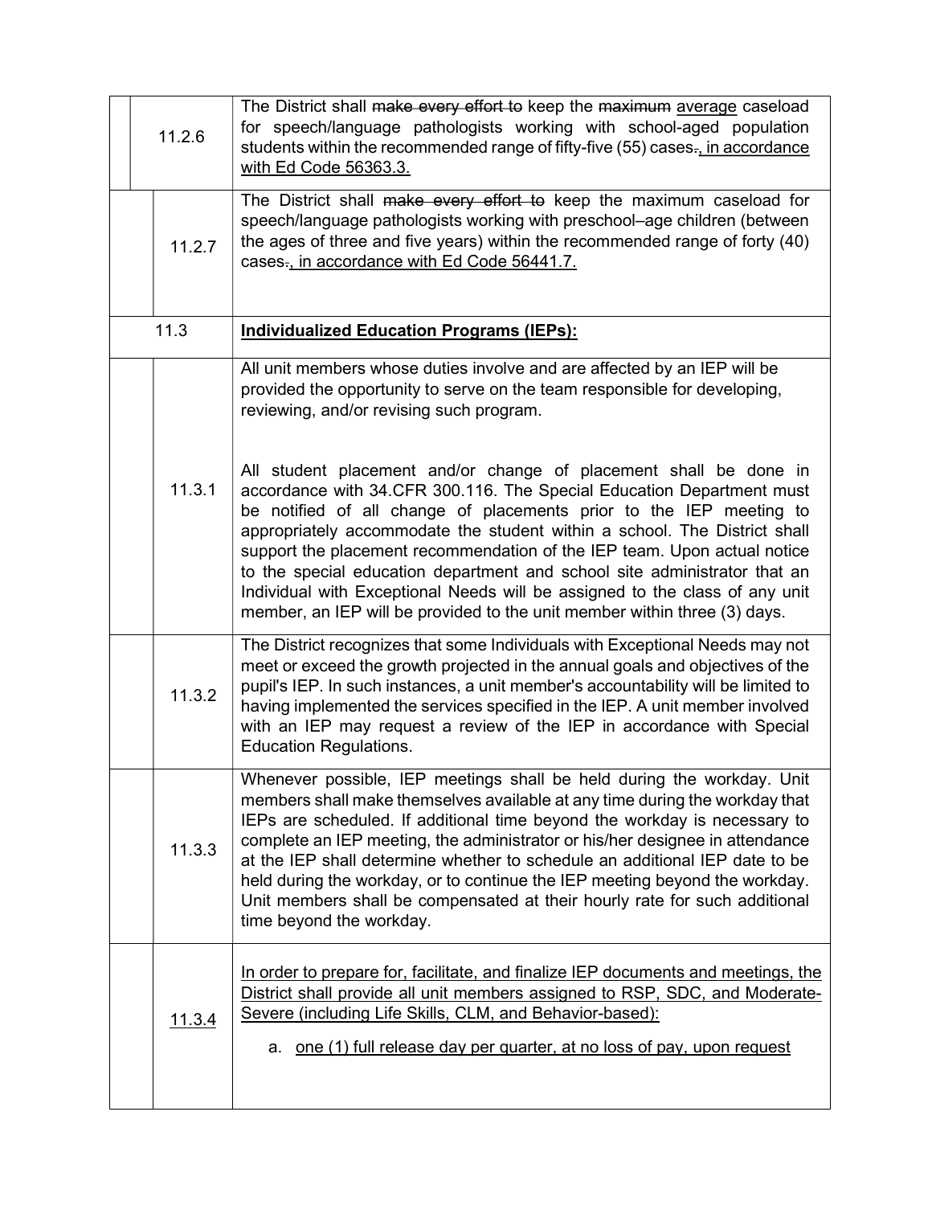| | |
|---|---|
| 11.2.6 | The District shall ~~make every effort to~~ keep the ~~maximum~~ <u>average</u> caseload for speech/language pathologists working with school-aged population students within the recommended range of fifty-five (55) cases~~.~~<u>, in accordance with Ed Code 56363.3.</u> |
| 11.2.7 | The District shall ~~make every effort to~~ keep the maximum caseload for speech/language pathologists working with preschool–age children (between the ages of three and five years) within the recommended range of forty (40) cases~~.~~<u>, in accordance with Ed Code 56441.7.</u> |
| 11.3 | <u>**Individualized Education Programs (IEPs):**</u> |
| 11.3.1 | All unit members whose duties involve and are affected by an IEP will be provided the opportunity to serve on the team responsible for developing, reviewing, and/or revising such program.<br><br>All student placement and/or change of placement shall be done in accordance with 34.CFR 300.116. The Special Education Department must be notified of all change of placements prior to the IEP meeting to appropriately accommodate the student within a school. The District shall support the placement recommendation of the IEP team. Upon actual notice to the special education department and school site administrator that an Individual with Exceptional Needs will be assigned to the class of any unit member, an IEP will be provided to the unit member within three (3) days. |
| 11.3.2 | The District recognizes that some Individuals with Exceptional Needs may not meet or exceed the growth projected in the annual goals and objectives of the pupil's IEP. In such instances, a unit member's accountability will be limited to having implemented the services specified in the IEP. A unit member involved with an IEP may request a review of the IEP in accordance with Special Education Regulations. |
| 11.3.3 | Whenever possible, IEP meetings shall be held during the workday. Unit members shall make themselves available at any time during the workday that IEPs are scheduled. If additional time beyond the workday is necessary to complete an IEP meeting, the administrator or his/her designee in attendance at the IEP shall determine whether to schedule an additional IEP date to be held during the workday, or to continue the IEP meeting beyond the workday. Unit members shall be compensated at their hourly rate for such additional time beyond the workday. |
| <u>11.3.4</u> | <u>In order to prepare for, facilitate, and finalize IEP documents and meetings, the District shall provide all unit members assigned to RSP, SDC, and Moderate-Severe (including Life Skills, CLM, and Behavior-based):</u><br><br>a. <u>one (1) full release day per quarter, at no loss of pay, upon request</u> |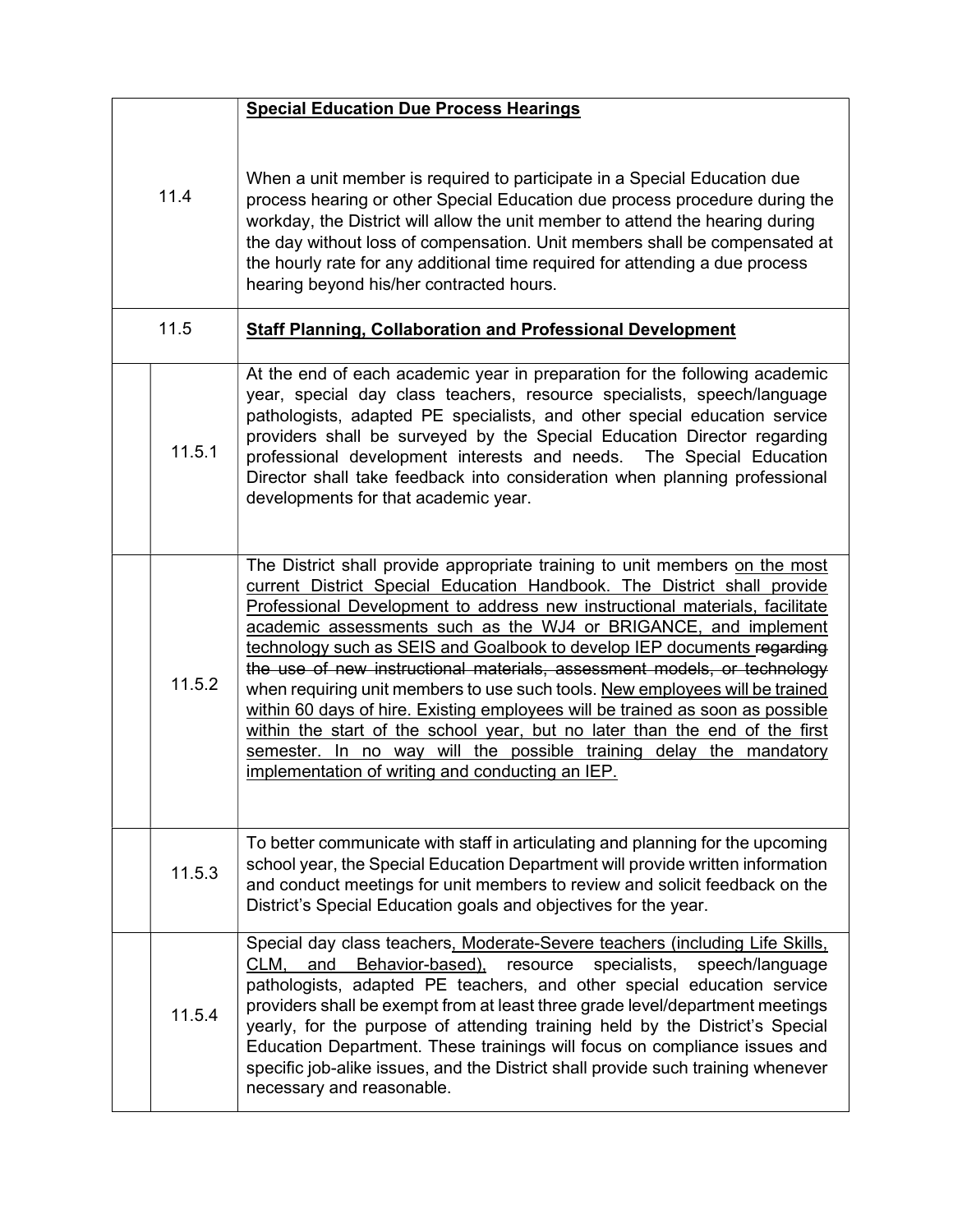| Section | Content |
|---|---|
| 11.4 | **<u>Special Education Due Process Hearings</u>**<br><br>When a unit member is required to participate in a Special Education due process hearing or other Special Education due process procedure during the workday, the District will allow the unit member to attend the hearing during the day without loss of compensation. Unit members shall be compensated at the hourly rate for any additional time required for attending a due process hearing beyond his/her contracted hours. |
| 11.5 | **<u>Staff Planning, Collaboration and Professional Development</u>** |
| 11.5.1 | At the end of each academic year in preparation for the following academic year, special day class teachers, resource specialists, speech/language pathologists, adapted PE specialists, and other special education service providers shall be surveyed by the Special Education Director regarding professional development interests and needs. The Special Education Director shall take feedback into consideration when planning professional developments for that academic year. |
| 11.5.2 | The District shall provide appropriate training to unit members <u>on the most current District Special Education Handbook. The District shall provide Professional Development to address new instructional materials, facilitate academic assessments such as the WJ4 or BRIGANCE, and implement technology such as SEIS and Goalbook to develop IEP documents</u> ~~regarding the use of new instructional materials, assessment models, or technology~~ when requiring unit members to use such tools. <u>New employees will be trained within 60 days of hire. Existing employees will be trained as soon as possible within the start of the school year, but no later than the end of the first semester. In no way will the possible training delay the mandatory implementation of writing and conducting an IEP.</u> |
| 11.5.3 | To better communicate with staff in articulating and planning for the upcoming school year, the Special Education Department will provide written information and conduct meetings for unit members to review and solicit feedback on the District's Special Education goals and objectives for the year. |
| 11.5.4 | Special day class teachers<u>, Moderate-Severe teachers (including Life Skills, CLM, and Behavior-based),</u> resource specialists, speech/language pathologists, adapted PE teachers, and other special education service providers shall be exempt from at least three grade level/department meetings yearly, for the purpose of attending training held by the District's Special Education Department. These trainings will focus on compliance issues and specific job-alike issues, and the District shall provide such training whenever necessary and reasonable. |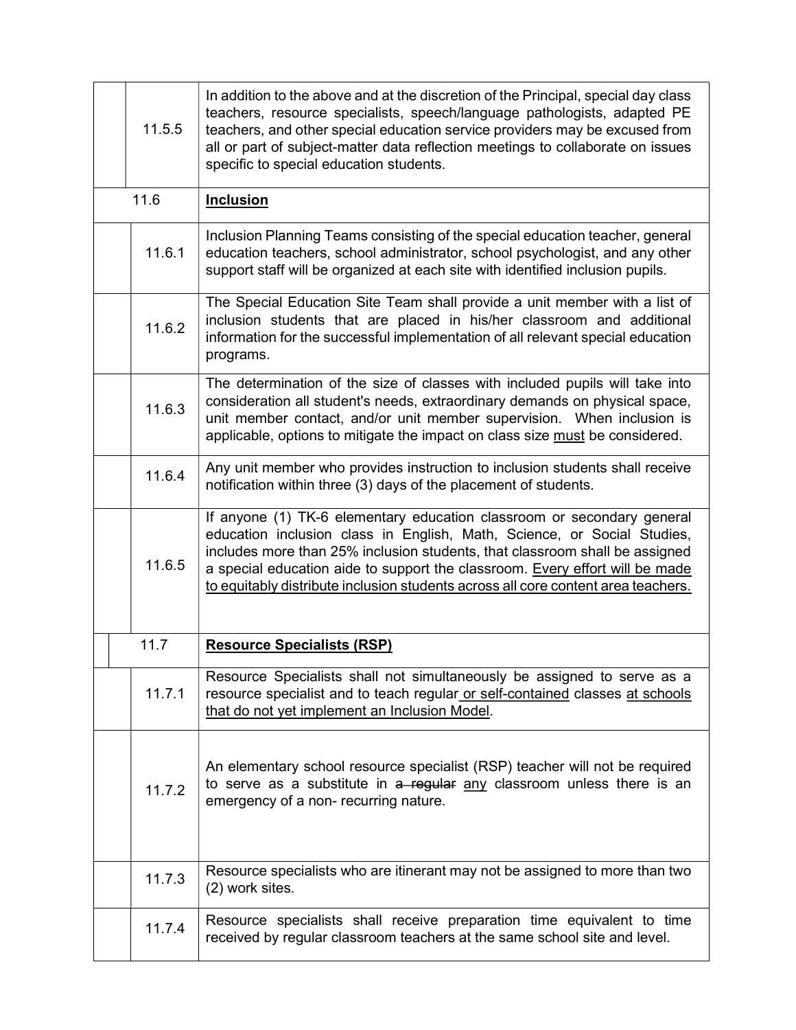| Section | Text |
|---|---|
| 11.5.5 | In addition to the above and at the discretion of the Principal, special day class teachers, resource specialists, speech/language pathologists, adapted PE teachers, and other special education service providers may be excused from all or part of subject-matter data reflection meetings to collaborate on issues specific to special education students. |
| 11.6 | **<u>Inclusion</u>** |
| 11.6.1 | Inclusion Planning Teams consisting of the special education teacher, general education teachers, school administrator, school psychologist, and any other support staff will be organized at each site with identified inclusion pupils. |
| 11.6.2 | The Special Education Site Team shall provide a unit member with a list of inclusion students that are placed in his/her classroom and additional information for the successful implementation of all relevant special education programs. |
| 11.6.3 | The determination of the size of classes with included pupils will take into consideration all student's needs, extraordinary demands on physical space, unit member contact, and/or unit member supervision. When inclusion is applicable, options to mitigate the impact on class size <u>must</u> be considered. |
| 11.6.4 | Any unit member who provides instruction to inclusion students shall receive notification within three (3) days of the placement of students. |
| 11.6.5 | If anyone (1) TK-6 elementary education classroom or secondary general education inclusion class in English, Math, Science, or Social Studies, includes more than 25% inclusion students, that classroom shall be assigned a special education aide to support the classroom. <u>Every effort will be made to equitably distribute inclusion students across all core content area teachers.</u> |
| 11.7 | **<u>Resource Specialists (RSP)</u>** |
| 11.7.1 | Resource Specialists shall not simultaneously be assigned to serve as a resource specialist and to teach regular<u> or self-contained</u> classes <u>at schools that do not yet implement an Inclusion Model</u>. |
| 11.7.2 | An elementary school resource specialist (RSP) teacher will not be required to serve as a substitute in ~~a regular~~ <u>any</u> classroom unless there is an emergency of a non- recurring nature. |
| 11.7.3 | Resource specialists who are itinerant may not be assigned to more than two (2) work sites. |
| 11.7.4 | Resource specialists shall receive preparation time equivalent to time received by regular classroom teachers at the same school site and level. |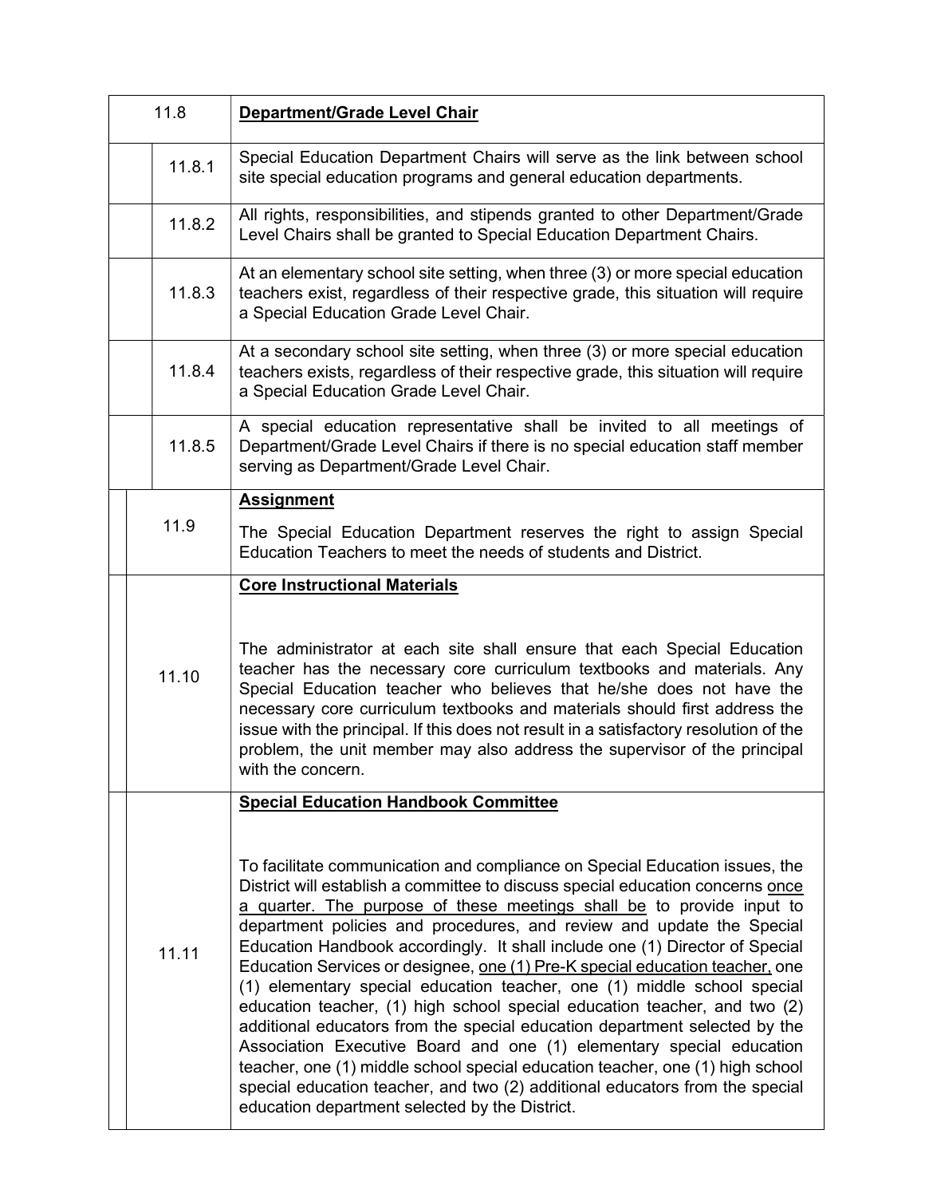| | |
|---|---|
| 11.8 | **Department/Grade Level Chair** |
| 11.8.1 | Special Education Department Chairs will serve as the link between school site special education programs and general education departments. |
| 11.8.2 | All rights, responsibilities, and stipends granted to other Department/Grade Level Chairs shall be granted to Special Education Department Chairs. |
| 11.8.3 | At an elementary school site setting, when three (3) or more special education teachers exist, regardless of their respective grade, this situation will require a Special Education Grade Level Chair. |
| 11.8.4 | At a secondary school site setting, when three (3) or more special education teachers exists, regardless of their respective grade, this situation will require a Special Education Grade Level Chair. |
| 11.8.5 | A special education representative shall be invited to all meetings of Department/Grade Level Chairs if there is no special education staff member serving as Department/Grade Level Chair. |
| 11.9 | **Assignment**<br><br>The Special Education Department reserves the right to assign Special Education Teachers to meet the needs of students and District. |
| 11.10 | **Core Instructional Materials**<br><br>The administrator at each site shall ensure that each Special Education teacher has the necessary core curriculum textbooks and materials. Any Special Education teacher who believes that he/she does not have the necessary core curriculum textbooks and materials should first address the issue with the principal. If this does not result in a satisfactory resolution of the problem, the unit member may also address the supervisor of the principal with the concern. |
| 11.11 | **Special Education Handbook Committee**<br><br>To facilitate communication and compliance on Special Education issues, the District will establish a committee to discuss special education concerns once a quarter. The purpose of these meetings shall be to provide input to department policies and procedures, and review and update the Special Education Handbook accordingly. It shall include one (1) Director of Special Education Services or designee, one (1) Pre-K special education teacher, one (1) elementary special education teacher, one (1) middle school special education teacher, (1) high school special education teacher, and two (2) additional educators from the special education department selected by the Association Executive Board and one (1) elementary special education teacher, one (1) middle school special education teacher, one (1) high school special education teacher, and two (2) additional educators from the special education department selected by the District. |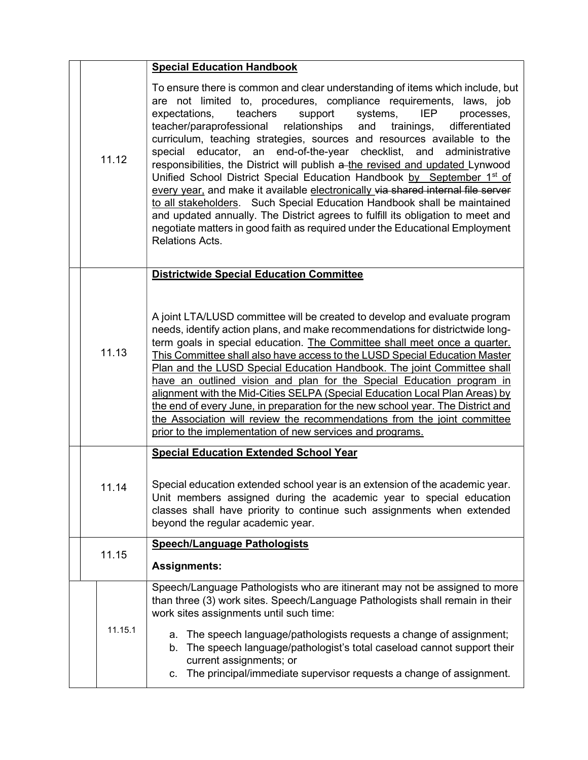| | |
|---|---|
| 11.12 | **<u>Special Education Handbook</u>**<br><br>To ensure there is common and clear understanding of items which include, but are not limited to, procedures, compliance requirements, laws, job expectations, teachers support systems, IEP processes, teacher/paraprofessional relationships and trainings, differentiated curriculum, teaching strategies, sources and resources available to the special educator, an end-of-the-year checklist, and administrative responsibilities, the District will publish ~~a~~ <u>the revised and updated</u> Lynwood Unified School District Special Education Handbook <u>by September 1st of every year,</u> and make it available <u>electronically</u> ~~via shared internal file server~~ <u>to all stakeholders</u>. Such Special Education Handbook shall be maintained and updated annually. The District agrees to fulfill its obligation to meet and negotiate matters in good faith as required under the Educational Employment Relations Acts. |
| 11.13 | **<u>Districtwide Special Education Committee</u>**<br><br>A joint LTA/LUSD committee will be created to develop and evaluate program needs, identify action plans, and make recommendations for districtwide long-term goals in special education. <u>The Committee shall meet once a quarter. This Committee shall also have access to the LUSD Special Education Master Plan and the LUSD Special Education Handbook. The joint Committee shall have an outlined vision and plan for the Special Education program in alignment with the Mid-Cities SELPA (Special Education Local Plan Areas) by the end of every June, in preparation for the new school year. The District and the Association will review the recommendations from the joint committee prior to the implementation of new services and programs.</u> |
| 11.14 | **<u>Special Education Extended School Year</u>**<br><br>Special education extended school year is an extension of the academic year. Unit members assigned during the academic year to special education classes shall have priority to continue such assignments when extended beyond the regular academic year. |
| 11.15 | **<u>Speech/Language Pathologists</u>**<br><br>**Assignments:** |
| 11.15.1 | Speech/Language Pathologists who are itinerant may not be assigned to more than three (3) work sites. Speech/Language Pathologists shall remain in their work sites assignments until such time:<br><br>a. The speech language/pathologists requests a change of assignment;<br>b. The speech language/pathologist's total caseload cannot support their current assignments; or<br>c. The principal/immediate supervisor requests a change of assignment. |